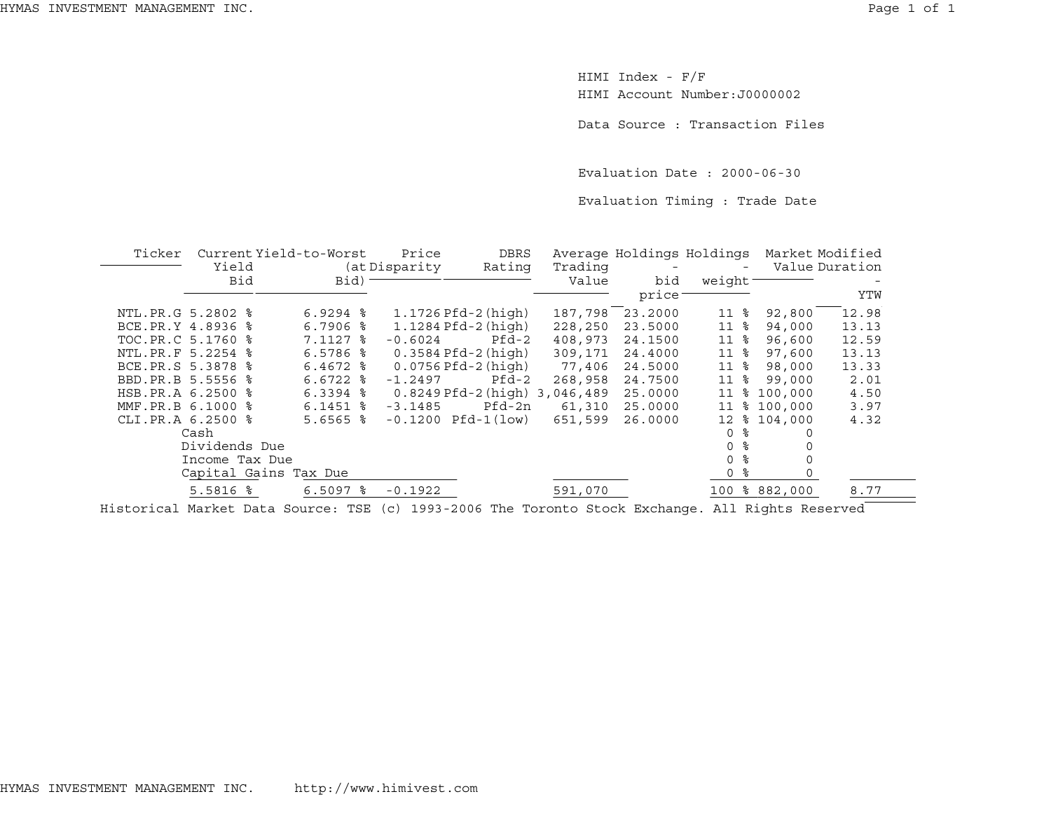HIMI Index - F/F

HIMI Account Number:J0000002

Data Source : Transaction Files

Evaluation Date : 2000-06-30

Evaluation Timing : Trade Date

| Ticker | Current Yield Bid | Yield-to-Worst (at Bid) | Price Disparity | DBRS Rating | Average Trading Value | Holdings - bid price | Holdings - weight | Market Value | Modified Duration - YTW |
|---|---|---|---|---|---|---|---|---|---|
| NTL.PR.G | 5.2802 % | 6.9294 % | 1.1726 | Pfd-2(high) | 187,798 | 23.2000 | 11 % | 92,800 | 12.98 |
| BCE.PR.Y | 4.8936 % | 6.7906 % | 1.1284 | Pfd-2(high) | 228,250 | 23.5000 | 11 % | 94,000 | 13.13 |
| TOC.PR.C | 5.1760 % | 7.1127 % | -0.6024 | Pfd-2 | 408,973 | 24.1500 | 11 % | 96,600 | 12.59 |
| NTL.PR.F | 5.2254 % | 6.5786 % | 0.3584 | Pfd-2(high) | 309,171 | 24.4000 | 11 % | 97,600 | 13.13 |
| BCE.PR.S | 5.3878 % | 6.4672 % | 0.0756 | Pfd-2(high) | 77,406 | 24.5000 | 11 % | 98,000 | 13.33 |
| BBD.PR.B | 5.5556 % | 6.6722 % | -1.2497 | Pfd-2 | 268,958 | 24.7500 | 11 % | 99,000 | 2.01 |
| HSB.PR.A | 6.2500 % | 6.3394 % | 0.8249 | Pfd-2(high) | 3,046,489 | 25.0000 | 11 % | 100,000 | 4.50 |
| MMF.PR.B | 6.1000 % | 6.1451 % | -3.1485 | Pfd-2n | 61,310 | 25.0000 | 11 % | 100,000 | 3.97 |
| CLI.PR.A | 6.2500 % | 5.6565 % | -0.1200 | Pfd-1(low) | 651,599 | 26.0000 | 12 % | 104,000 | 4.32 |
| | Cash | | | | | | 0 % | 0 | |
| | Dividends Due | | | | | | 0 % | 0 | |
| | Income Tax Due | | | | | | 0 % | 0 | |
| | Capital Gains Tax Due | | | | | | 0 % | 0 | |
| | 5.5816 % | 6.5097 % | -0.1922 | | 591,070 | | 100 % | 882,000 | 8.77 |

Historical Market Data Source: TSE (c) 1993-2006 The Toronto Stock Exchange. All Rights Reserved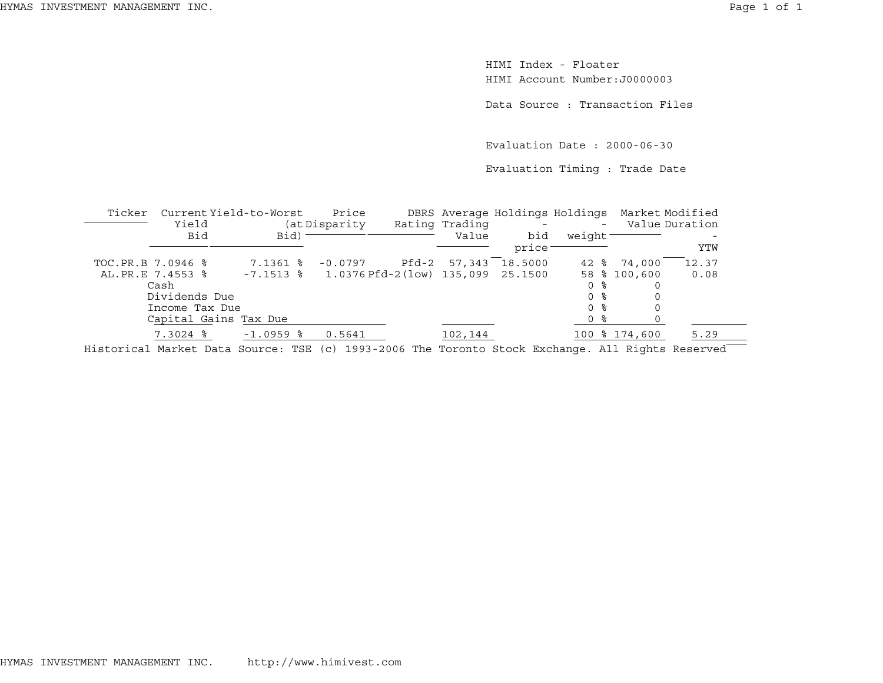HIMI Index - Floater

HIMI Account Number:J0000003

Data Source : Transaction Files

Evaluation Date : 2000-06-30

Evaluation Timing : Trade Date

| Ticker | Current Yield Bid | Yield-to-Worst (at Bid) | Price Disparity | DBRS Rating | Average Trading Value | Holdings - bid price | Holdings - weight | Market Value | Modified Duration - YTW |
|---|---|---|---|---|---|---|---|---|---|
| TOC.PR.B | 7.0946 % | 7.1361 % | -0.0797 | Pfd-2 | 57,343 | 18.5000 | 42 % | 74,000 | 12.37 |
| AL.PR.E | 7.4553 % | -7.1513 % | 1.0376 | Pfd-2(low) | 135,099 | 25.1500 | 58 % | 100,600 | 0.08 |
| Cash | | | | | | | 0 % | 0 | |
| Dividends Due | | | | | | | 0 % | 0 | |
| Income Tax Due | | | | | | | 0 % | 0 | |
| Capital Gains Tax Due | | | | | | | 0 % | 0 | |
| | 7.3024 % | -1.0959 % | 0.5641 | | 102,144 | | 100 % | 174,600 | 5.29 |

Historical Market Data Source: TSE (c) 1993-2006 The Toronto Stock Exchange. All Rights Reserved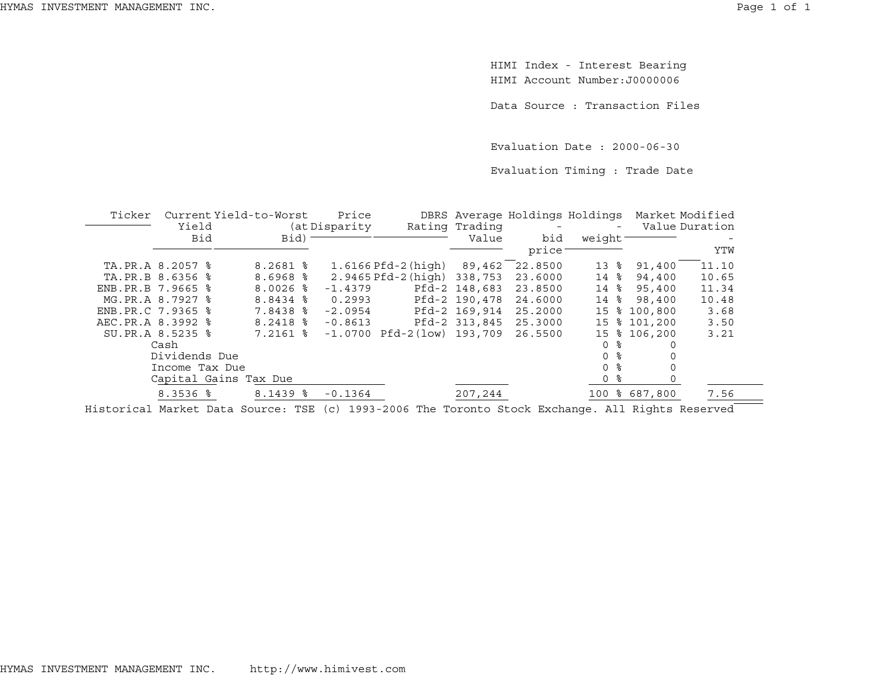HIMI Index - Interest Bearing
HIMI Account Number:J0000006

Data Source : Transaction Files

Evaluation Date : 2000-06-30

Evaluation Timing : Trade Date

| Ticker | Current Yield Bid | Yield-to-Worst (at Bid) | Price Disparity | DBRS Rating | Average Trading Value | Holdings - bid price | Holdings - weight | Market Value | Modified Duration - YTW |
|---|---|---|---|---|---|---|---|---|---|
| TA.PR.A | 8.2057 % | 8.2681 % | 1.6166 | Pfd-2(high) | 89,462 | 22.8500 | 13 % | 91,400 | 11.10 |
| TA.PR.B | 8.6356 % | 8.6968 % | 2.9465 | Pfd-2(high) | 338,753 | 23.6000 | 14 % | 94,400 | 10.65 |
| ENB.PR.B | 7.9665 % | 8.0026 % | -1.4379 | Pfd-2 | 148,683 | 23.8500 | 14 % | 95,400 | 11.34 |
| MG.PR.A | 8.7927 % | 8.8434 % | 0.2993 | Pfd-2 | 190,478 | 24.6000 | 14 % | 98,400 | 10.48 |
| ENB.PR.C | 7.9365 % | 7.8438 % | -2.0954 | Pfd-2 | 169,914 | 25.2000 | 15 % | 100,800 | 3.68 |
| AEC.PR.A | 8.3992 % | 8.2418 % | -0.8613 | Pfd-2 | 313,845 | 25.3000 | 15 % | 101,200 | 3.50 |
| SU.PR.A | 8.5235 % | 7.2161 % | -1.0700 | Pfd-2(low) | 193,709 | 26.5500 | 15 % | 106,200 | 3.21 |
| Cash | | | | | | | 0 % | 0 | |
| Dividends Due | | | | | | | 0 % | 0 | |
| Income Tax Due | | | | | | | 0 % | 0 | |
| Capital Gains Tax Due | | | | | | | 0 % | 0 | |
| | 8.3536 % | 8.1439 % | -0.1364 | | 207,244 | | 100 % | 687,800 | 7.56 |

Historical Market Data Source: TSE (c) 1993-2006 The Toronto Stock Exchange. All Rights Reserved

HYMAS INVESTMENT MANAGEMENT INC. http://www.himivest.com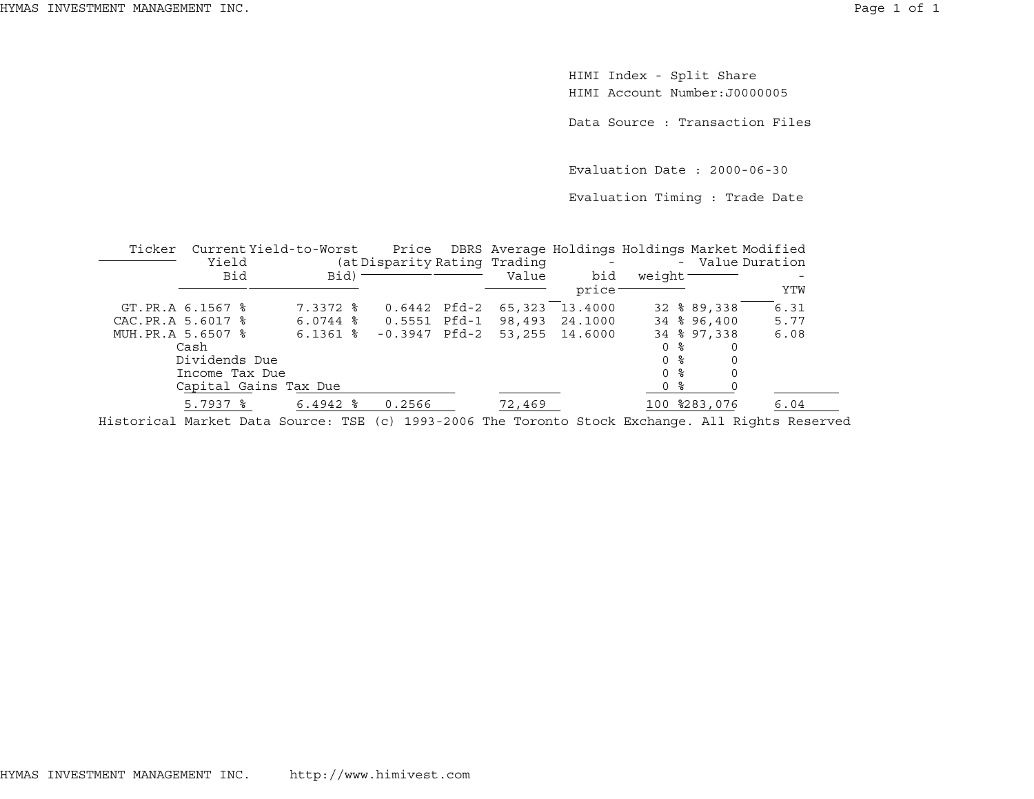HIMI Index - Split Share
HIMI Account Number:J0000005

Data Source : Transaction Files

Evaluation Date : 2000-06-30

Evaluation Timing : Trade Date

| Ticker | Current Yield Bid | Yield-to-Worst (at Bid) | Price Disparity | DBRS Rating | Average Trading Value | Holdings - bid price | Holdings - weight | Market Value | Modified Duration - YTW |
|---|---|---|---|---|---|---|---|---|---|
| GT.PR.A | 6.1567 % | 7.3372 % | 0.6442 | Pfd-2 | 65,323 | 13.4000 | 32 % | 89,338 | 6.31 |
| CAC.PR.A | 5.6017 % | 6.0744 % | 0.5551 | Pfd-1 | 98,493 | 24.1000 | 34 % | 96,400 | 5.77 |
| MUH.PR.A | 5.6507 % | 6.1361 % | -0.3947 | Pfd-2 | 53,255 | 14.6000 | 34 % | 97,338 | 6.08 |
| Cash | | | | | | | 0 % | 0 | |
| Dividends Due | | | | | | | 0 % | 0 | |
| Income Tax Due | | | | | | | 0 % | 0 | |
| Capital Gains Tax Due | | | | | | | 0 % | 0 | |
| | 5.7937 % | 6.4942 % | 0.2566 | | 72,469 | | 100 % | 283,076 | 6.04 |

Historical Market Data Source: TSE (c) 1993-2006 The Toronto Stock Exchange. All Rights Reserved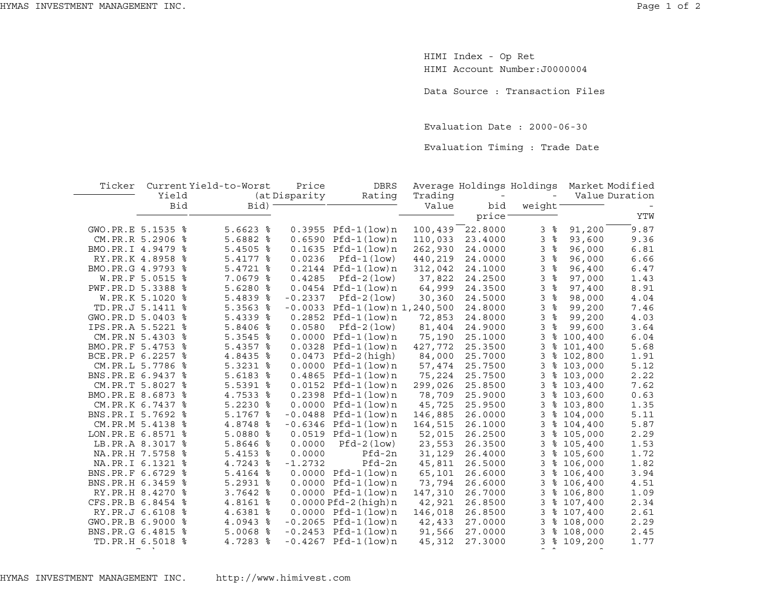HIMI Index - Op Ret
HIMI Account Number:J0000004

Data Source : Transaction Files

Evaluation Date : 2000-06-30

Evaluation Timing : Trade Date

| Ticker | Current Yield Bid | Yield-to-Worst (at Bid) | Price Disparity | DBRS Rating | Average Trading Value | Holdings - bid price | Holdings - weight | Market Value | Modified Duration - YTW |
|---|---|---|---|---|---|---|---|---|---|
| GWO.PR.E | 5.1535 % | 5.6623 % | 0.3955 | Pfd-1(low)n | 100,439 | 22.8000 | 3 % | 91,200 | 9.87 |
| CM.PR.R | 5.2906 % | 5.6882 % | 0.6590 | Pfd-1(low)n | 110,033 | 23.4000 | 3 % | 93,600 | 9.36 |
| BMO.PR.I | 4.9479 % | 5.4505 % | 0.1635 | Pfd-1(low)n | 262,930 | 24.0000 | 3 % | 96,000 | 6.81 |
| RY.PR.K | 4.8958 % | 5.4177 % | 0.0236 | Pfd-1(low) | 440,219 | 24.0000 | 3 % | 96,000 | 6.66 |
| BMO.PR.G | 4.9793 % | 5.4721 % | 0.2144 | Pfd-1(low)n | 312,042 | 24.1000 | 3 % | 96,400 | 6.47 |
| W.PR.F | 5.0515 % | 7.0679 % | 0.4285 | Pfd-2(low) | 37,822 | 24.2500 | 3 % | 97,000 | 1.43 |
| PWF.PR.D | 5.3388 % | 5.6280 % | 0.0454 | Pfd-1(low)n | 64,999 | 24.3500 | 3 % | 97,400 | 8.91 |
| W.PR.K | 5.1020 % | 5.4839 % | -0.2337 | Pfd-2(low) | 30,360 | 24.5000 | 3 % | 98,000 | 4.04 |
| TD.PR.J | 5.1411 % | 5.3563 % | -0.0033 | Pfd-1(low)n | 1,240,500 | 24.8000 | 3 % | 99,200 | 7.46 |
| GWO.PR.D | 5.0403 % | 5.4339 % | 0.2852 | Pfd-1(low)n | 72,853 | 24.8000 | 3 % | 99,200 | 4.03 |
| IPS.PR.A | 5.5221 % | 5.8406 % | 0.0580 | Pfd-2(low) | 81,404 | 24.9000 | 3 % | 99,600 | 3.64 |
| CM.PR.N | 5.4303 % | 5.3545 % | 0.0000 | Pfd-1(low)n | 75,190 | 25.1000 | 3 % | 100,400 | 6.04 |
| BMO.PR.F | 5.4753 % | 5.4357 % | 0.0328 | Pfd-1(low)n | 427,772 | 25.3500 | 3 % | 101,400 | 5.68 |
| BCE.PR.P | 6.2257 % | 4.8435 % | 0.0473 | Pfd-2(high) | 84,000 | 25.7000 | 3 % | 102,800 | 1.91 |
| CM.PR.L | 5.7786 % | 5.3231 % | 0.0000 | Pfd-1(low)n | 57,474 | 25.7500 | 3 % | 103,000 | 5.12 |
| BNS.PR.E | 6.9437 % | 5.6183 % | 0.4865 | Pfd-1(low)n | 75,224 | 25.7500 | 3 % | 103,000 | 2.22 |
| CM.PR.T | 5.8027 % | 5.5391 % | 0.0152 | Pfd-1(low)n | 299,026 | 25.8500 | 3 % | 103,400 | 7.62 |
| BMO.PR.E | 8.6873 % | 4.7533 % | 0.2398 | Pfd-1(low)n | 78,709 | 25.9000 | 3 % | 103,600 | 0.63 |
| CM.PR.K | 6.7437 % | 5.2230 % | 0.0000 | Pfd-1(low)n | 45,725 | 25.9500 | 3 % | 103,800 | 1.35 |
| BNS.PR.I | 5.7692 % | 5.1767 % | -0.0488 | Pfd-1(low)n | 146,885 | 26.0000 | 3 % | 104,000 | 5.11 |
| CM.PR.M | 5.4138 % | 4.8748 % | -0.6346 | Pfd-1(low)n | 164,515 | 26.1000 | 3 % | 104,400 | 5.87 |
| LON.PR.E | 6.8571 % | 5.0880 % | 0.0519 | Pfd-1(low)n | 52,015 | 26.2500 | 3 % | 105,000 | 2.29 |
| LB.PR.A | 8.3017 % | 5.8646 % | 0.0000 | Pfd-2(low) | 23,553 | 26.3500 | 3 % | 105,400 | 1.53 |
| NA.PR.H | 7.5758 % | 5.4153 % | 0.0000 | Pfd-2n | 31,129 | 26.4000 | 3 % | 105,600 | 1.72 |
| NA.PR.I | 6.1321 % | 4.7243 % | -1.2732 | Pfd-2n | 45,811 | 26.5000 | 3 % | 106,000 | 1.82 |
| BNS.PR.F | 6.6729 % | 5.4164 % | 0.0000 | Pfd-1(low)n | 65,101 | 26.6000 | 3 % | 106,400 | 3.94 |
| BNS.PR.H | 6.3459 % | 5.2931 % | 0.0000 | Pfd-1(low)n | 73,794 | 26.6000 | 3 % | 106,400 | 4.51 |
| RY.PR.H | 8.4270 % | 3.7642 % | 0.0000 | Pfd-1(low)n | 147,310 | 26.7000 | 3 % | 106,800 | 1.09 |
| CFS.PR.B | 6.8454 % | 4.8161 % | 0.0000 | Pfd-2(high)n | 42,921 | 26.8500 | 3 % | 107,400 | 2.34 |
| RY.PR.J | 6.6108 % | 4.6381 % | 0.0000 | Pfd-1(low)n | 146,018 | 26.8500 | 3 % | 107,400 | 2.61 |
| GWO.PR.B | 6.9000 % | 4.0943 % | -0.2065 | Pfd-1(low)n | 42,433 | 27.0000 | 3 % | 108,000 | 2.29 |
| BNS.PR.G | 6.4815 % | 5.0068 % | -0.2453 | Pfd-1(low)n | 91,566 | 27.0000 | 3 % | 108,000 | 2.45 |
| TD.PR.H | 6.5018 % | 4.7283 % | -0.4267 | Pfd-1(low)n | 45,312 | 27.3000 | 3 % | 109,200 | 1.77 |

HYMAS INVESTMENT MANAGEMENT INC. http://www.himivest.com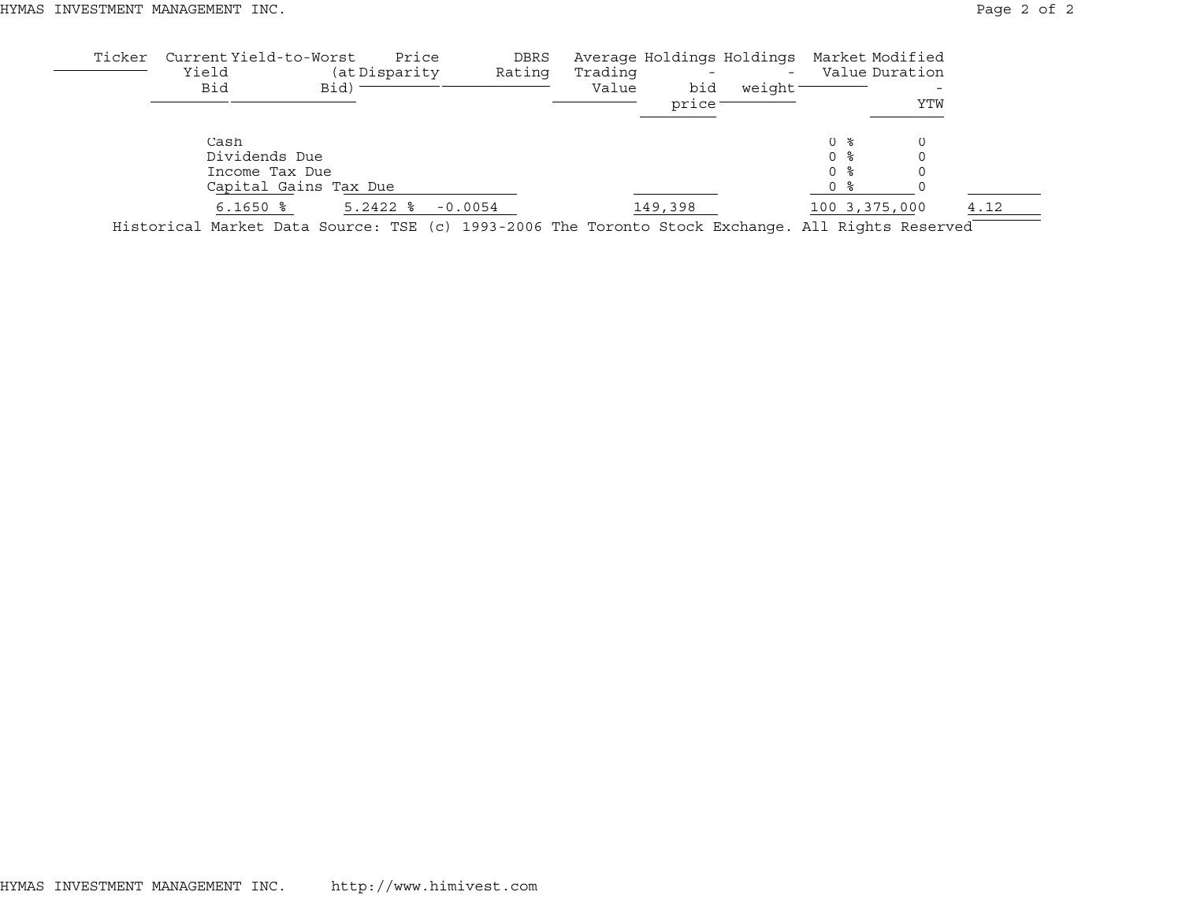| Ticker | Current Yield Bid | Yield-to-Worst (at Bid) | Price Disparity | DBRS Rating | Average Trading Value | Holdings - bid price | Holdings - weight | Market Value | Modified Duration - YTW |
|---|---|---|---|---|---|---|---|---|---|
| Cash | | | | | | | 0 % | 0 | |
| Dividends Due | | | | | | | 0 % | 0 | |
| Income Tax Due | | | | | | | 0 % | 0 | |
| Capital Gains Tax Due | | | | | | | 0 % | 0 | |
| | 6.1650 % | 5.2422 % | -0.0054 | | | 149,398 | 100 | 3,375,000 | 4.12 |

Historical Market Data Source: TSE (c) 1993-2006 The Toronto Stock Exchange. All Rights Reserved

HYMAS INVESTMENT MANAGEMENT INC. http://www.himivest.com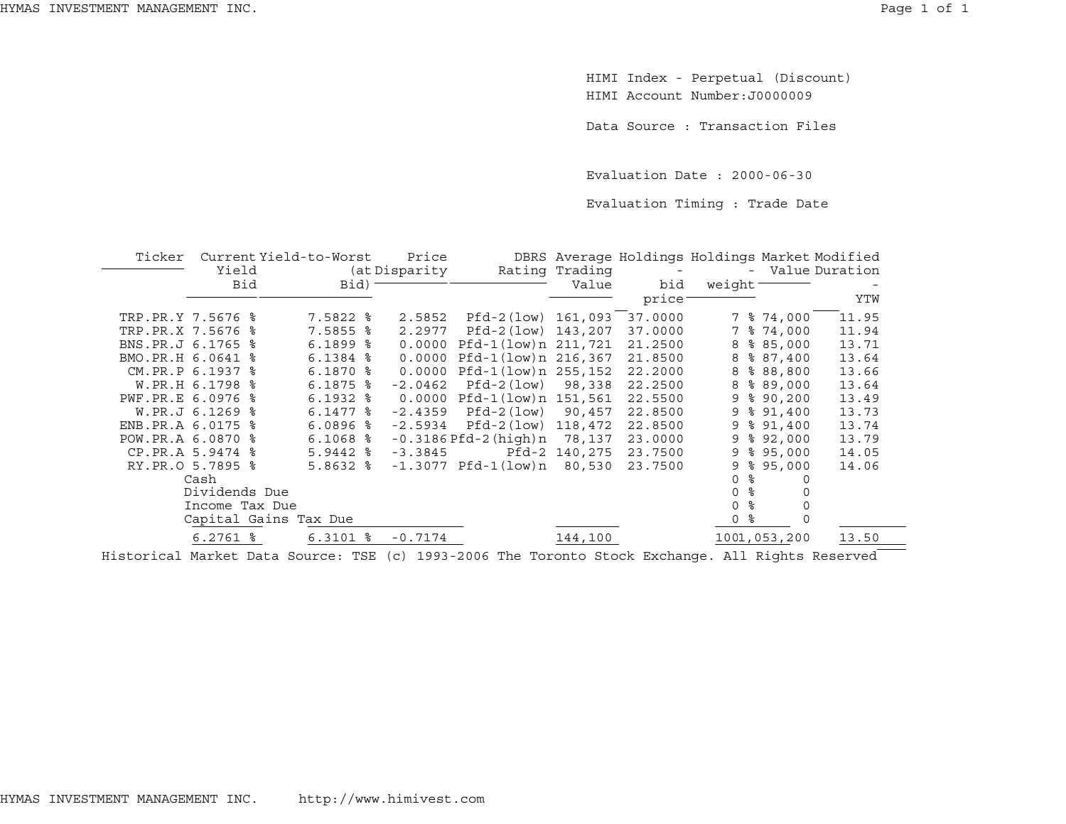HIMI Index - Perpetual (Discount)
HIMI Account Number:J0000009

Data Source : Transaction Files

Evaluation Date : 2000-06-30

Evaluation Timing : Trade Date

| Ticker | Current Yield Bid | Yield-to-Worst (at Bid) | Price Disparity | DBRS Rating | Average Trading Value | Holdings - bid price | Holdings - weight | Market Value | Modified Duration - YTW |
|---|---|---|---|---|---|---|---|---|---|
| TRP.PR.Y | 7.5676 % | 7.5822 % | 2.5852 | Pfd-2(low) | 161,093 | 37.0000 | 7 % | 74,000 | 11.95 |
| TRP.PR.X | 7.5676 % | 7.5855 % | 2.2977 | Pfd-2(low) | 143,207 | 37.0000 | 7 % | 74,000 | 11.94 |
| BNS.PR.J | 6.1765 % | 6.1899 % | 0.0000 | Pfd-1(low)n | 211,721 | 21.2500 | 8 % | 85,000 | 13.71 |
| BMO.PR.H | 6.0641 % | 6.1384 % | 0.0000 | Pfd-1(low)n | 216,367 | 21.8500 | 8 % | 87,400 | 13.64 |
| CM.PR.P | 6.1937 % | 6.1870 % | 0.0000 | Pfd-1(low)n | 255,152 | 22.2000 | 8 % | 88,800 | 13.66 |
| W.PR.H | 6.1798 % | 6.1875 % | -2.0462 | Pfd-2(low) | 98,338 | 22.2500 | 8 % | 89,000 | 13.64 |
| PWF.PR.E | 6.0976 % | 6.1932 % | 0.0000 | Pfd-1(low)n | 151,561 | 22.5500 | 9 % | 90,200 | 13.49 |
| W.PR.J | 6.1269 % | 6.1477 % | -2.4359 | Pfd-2(low) | 90,457 | 22.8500 | 9 % | 91,400 | 13.73 |
| ENB.PR.A | 6.0175 % | 6.0896 % | -2.5934 | Pfd-2(low) | 118,472 | 22.8500 | 9 % | 91,400 | 13.74 |
| POW.PR.A | 6.0870 % | 6.1068 % | -0.3186 | Pfd-2(high)n | 78,137 | 23.0000 | 9 % | 92,000 | 13.79 |
| CP.PR.A | 5.9474 % | 5.9442 % | -3.3845 | Pfd-2 | 140,275 | 23.7500 | 9 % | 95,000 | 14.05 |
| RY.PR.O | 5.7895 % | 5.8632 % | -1.3077 | Pfd-1(low)n | 80,530 | 23.7500 | 9 % | 95,000 | 14.06 |
| | Cash | | | | | | 0 % | 0 | |
| | Dividends Due | | | | | | 0 % | 0 | |
| | Income Tax Due | | | | | | 0 % | 0 | |
| | Capital Gains Tax Due | | | | | | 0 % | 0 | |
| | 6.2761 % | 6.3101 % | -0.7174 | | 144,100 | | 100 | 1,053,200 | 13.50 |

Historical Market Data Source: TSE (c) 1993-2006 The Toronto Stock Exchange. All Rights Reserved

HYMAS INVESTMENT MANAGEMENT INC. http://www.himivest.com